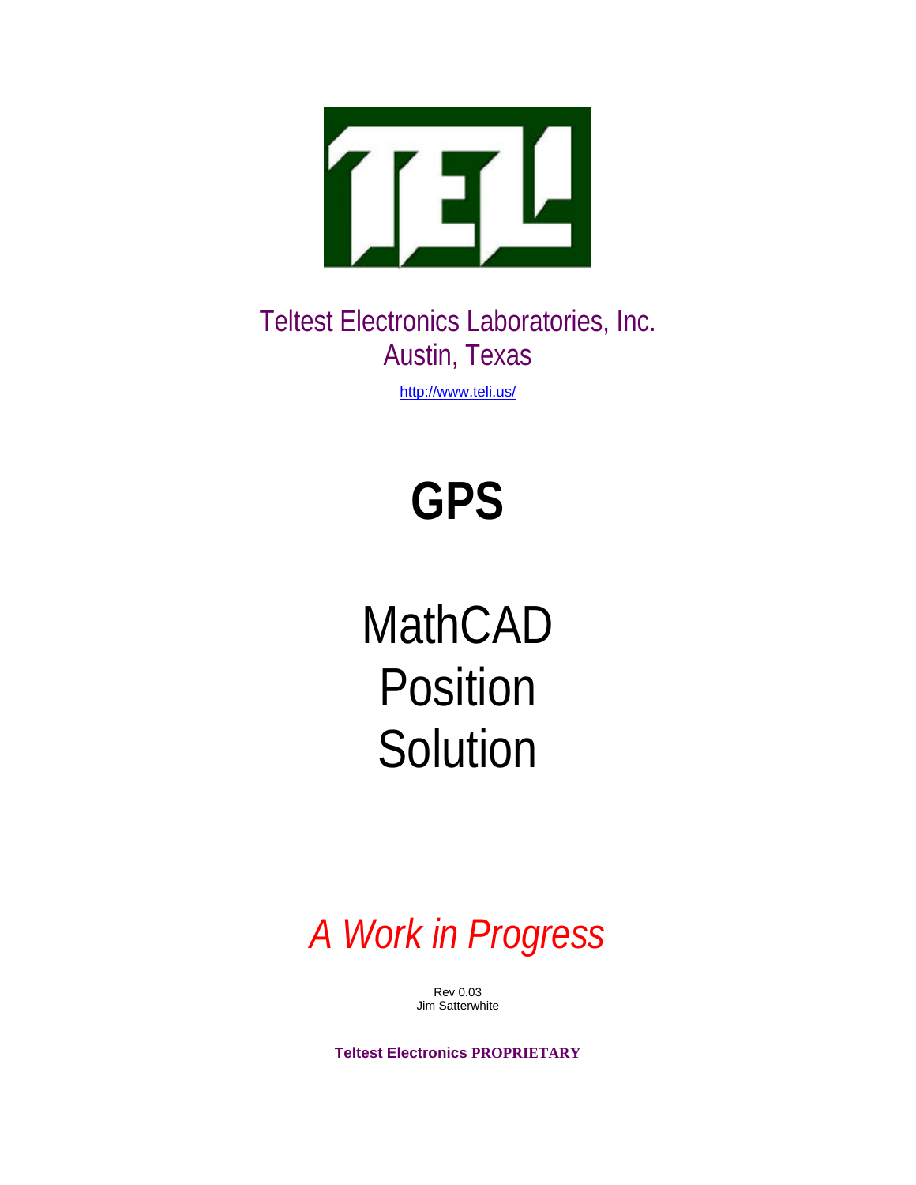Teltest Electronics Laboratories, Inc.
Austin, Texas

http://www.teli.us/

# GPS

## MathCAD Position Solution

*A Work in Progress*

Rev 0.03
Jim Satterwhite

**Teltest Electronics PROPRIETARY**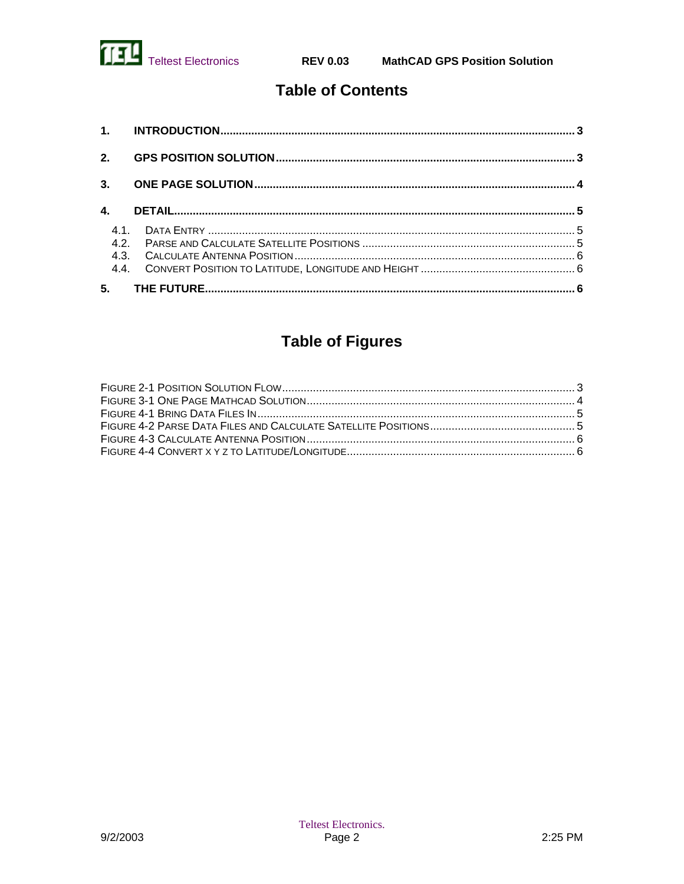# Table of Contents

1. **INTRODUCTION** ........................................................ 3
2. **GPS POSITION SOLUTION** ........................................................ 3
3. **ONE PAGE SOLUTION** ........................................................ 4
4. **DETAIL** ........................................................ 5
   - 4.1. DATA ENTRY ........................................................ 5
   - 4.2. PARSE AND CALCULATE SATELLITE POSITIONS ........................................................ 5
   - 4.3. CALCULATE ANTENNA POSITION ........................................................ 6
   - 4.4. CONVERT POSITION TO LATITUDE, LONGITUDE AND HEIGHT ........................................................ 6
5. **THE FUTURE** ........................................................ 6

# Table of Figures

FIGURE 2-1 POSITION SOLUTION FLOW ........................................................ 3
FIGURE 3-1 ONE PAGE MATHCAD SOLUTION ........................................................ 4
FIGURE 4-1 BRING DATA FILES IN ........................................................ 5
FIGURE 4-2 PARSE DATA FILES AND CALCULATE SATELLITE POSITIONS ........................................................ 5
FIGURE 4-3 CALCULATE ANTENNA POSITION ........................................................ 6
FIGURE 4-4 CONVERT X Y Z TO LATITUDE/LONGITUDE ........................................................ 6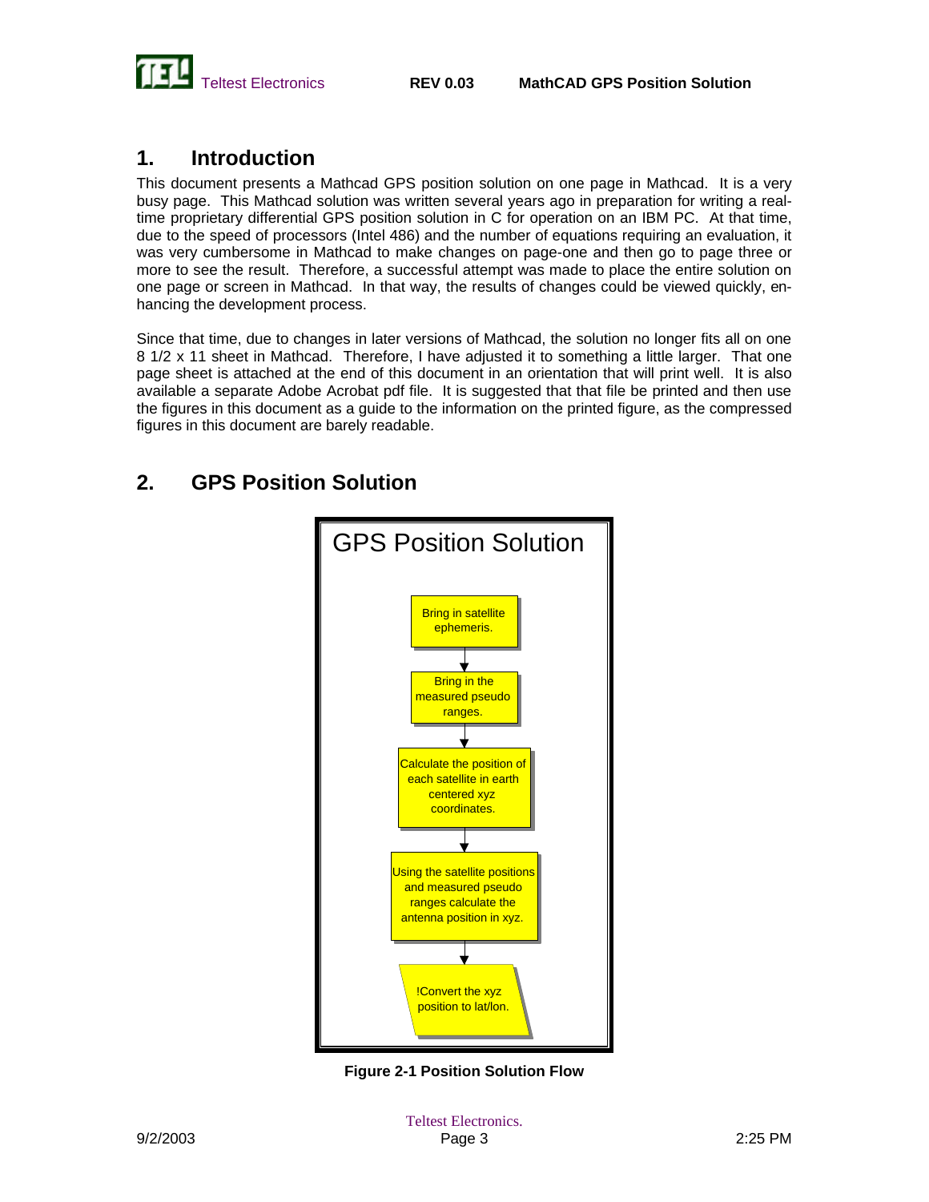# 1. Introduction

This document presents a Mathcad GPS position solution on one page in Mathcad. It is a very busy page. This Mathcad solution was written several years ago in preparation for writing a real-time proprietary differential GPS position solution in C for operation on an IBM PC. At that time, due to the speed of processors (Intel 486) and the number of equations requiring an evaluation, it was very cumbersome in Mathcad to make changes on page-one and then go to page three or more to see the result. Therefore, a successful attempt was made to place the entire solution on one page or screen in Mathcad. In that way, the results of changes could be viewed quickly, enhancing the development process.

Since that time, due to changes in later versions of Mathcad, the solution no longer fits all on one 8 1/2 x 11 sheet in Mathcad. Therefore, I have adjusted it to something a little larger. That one page sheet is attached at the end of this document in an orientation that will print well. It is also available a separate Adobe Acrobat pdf file. It is suggested that that file be printed and then use the figures in this document as a guide to the information on the printed figure, as the compressed figures in this document are barely readable.

# 2. GPS Position Solution

GPS Position Solution

Bring in satellite ephemeris.

↓

Bring in the measured pseudo ranges.

↓

Calculate the position of each satellite in earth centered xyz coordinates.

↓

Using the satellite positions and measured pseudo ranges calculate the antenna position in xyz.

↓

!Convert the xyz position to lat/lon.

**Figure 2-1 Position Solution Flow**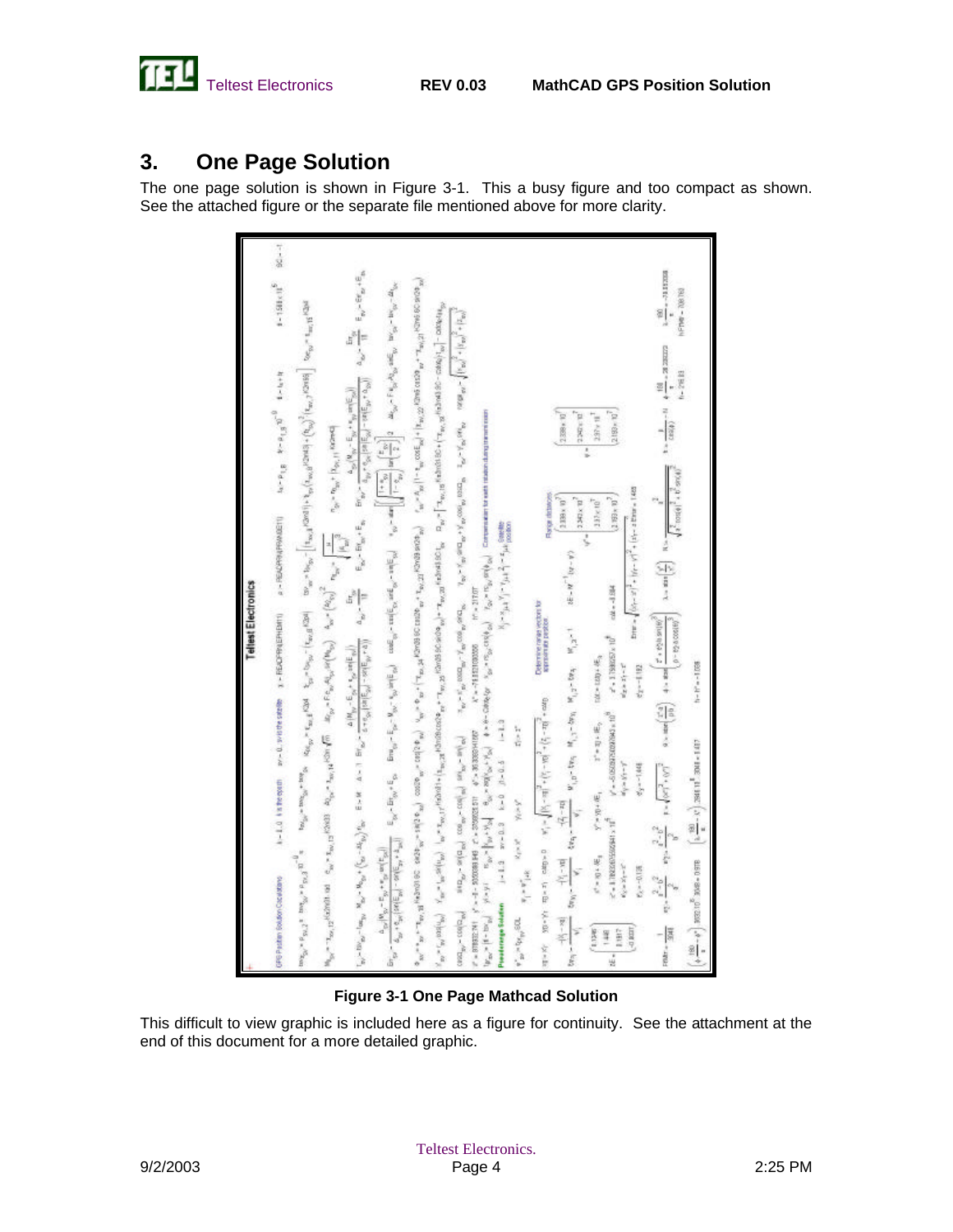# 3. One Page Solution

The one page solution is shown in Figure 3-1. This a busy figure and too compact as shown. See the attached figure or the separate file mentioned above for more clarity.

**Figure 3-1 One Page Mathcad Solution**

This difficult to view graphic is included here as a figure for continuity. See the attachment at the end of this document for a more detailed graphic.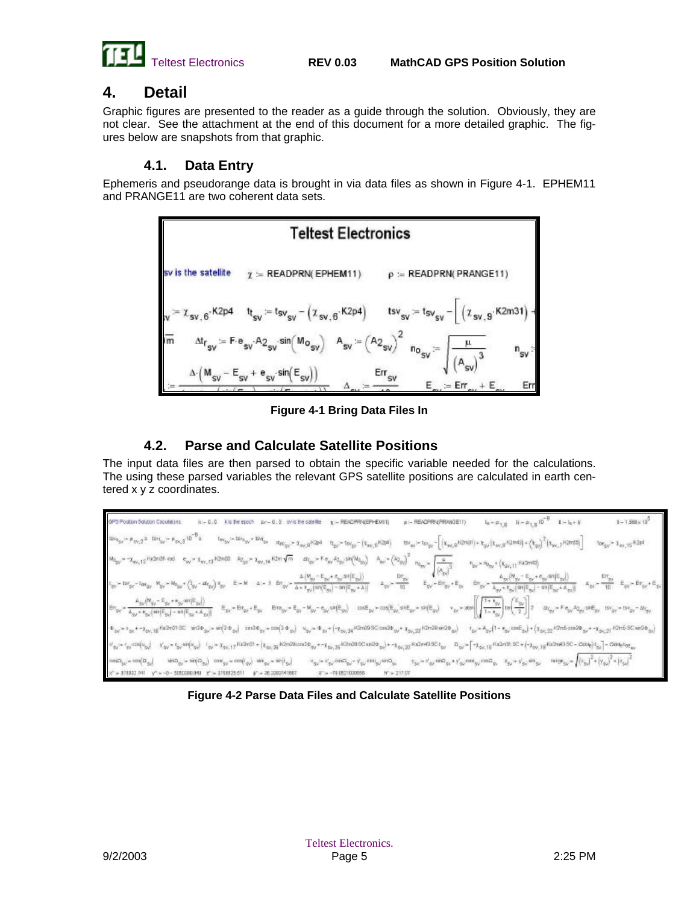# 4. Detail

Graphic figures are presented to the reader as a guide through the solution. Obviously, they are not clear. See the attachment at the end of this document for a more detailed graphic. The figures below are snapshots from that graphic.

## 4.1. Data Entry

Ephemeris and pseudorange data is brought in via data files as shown in Figure 4-1. EPHEM11 and PRANGE11 are two coherent data sets.

**Figure 4-1 Bring Data Files In**

## 4.2. Parse and Calculate Satellite Positions

The input data files are then parsed to obtain the specific variable needed for the calculations. The using these parsed variables the relevant GPS satellite positions are calculated in earth centered x y z coordinates.

**Figure 4-2 Parse Data Files and Calculate Satellite Positions**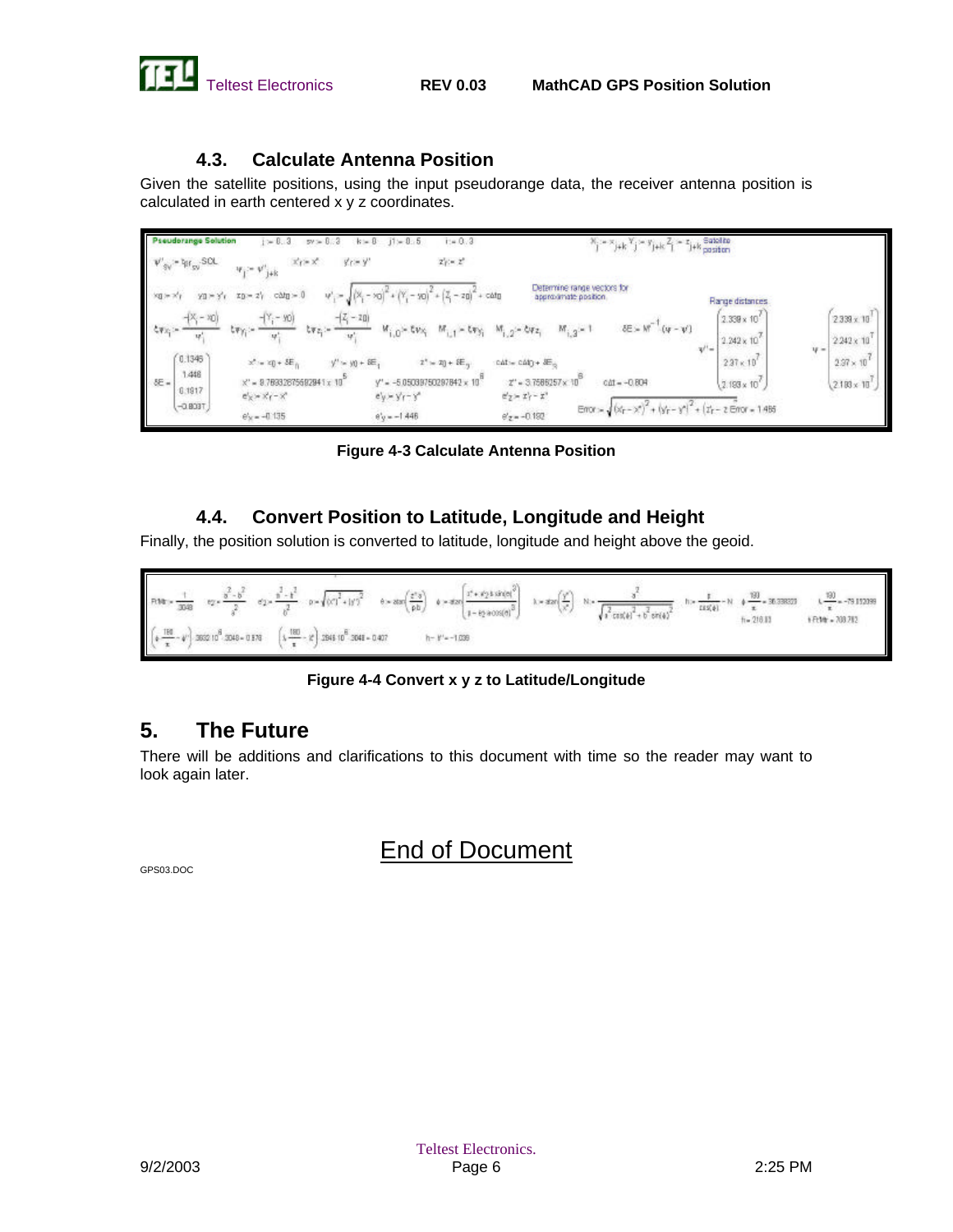### 4.3. Calculate Antenna Position

Given the satellite positions, using the input pseudorange data, the receiver antenna position is calculated in earth centered x y z coordinates.

**Figure 4-3 Calculate Antenna Position**

### 4.4. Convert Position to Latitude, Longitude and Height

Finally, the position solution is converted to latitude, longitude and height above the geoid.

**Figure 4-4 Convert x y z to Latitude/Longitude**

## 5. The Future

There will be additions and clarifications to this document with time so the reader may want to look again later.

<u>End of Document</u>

GPS03.DOC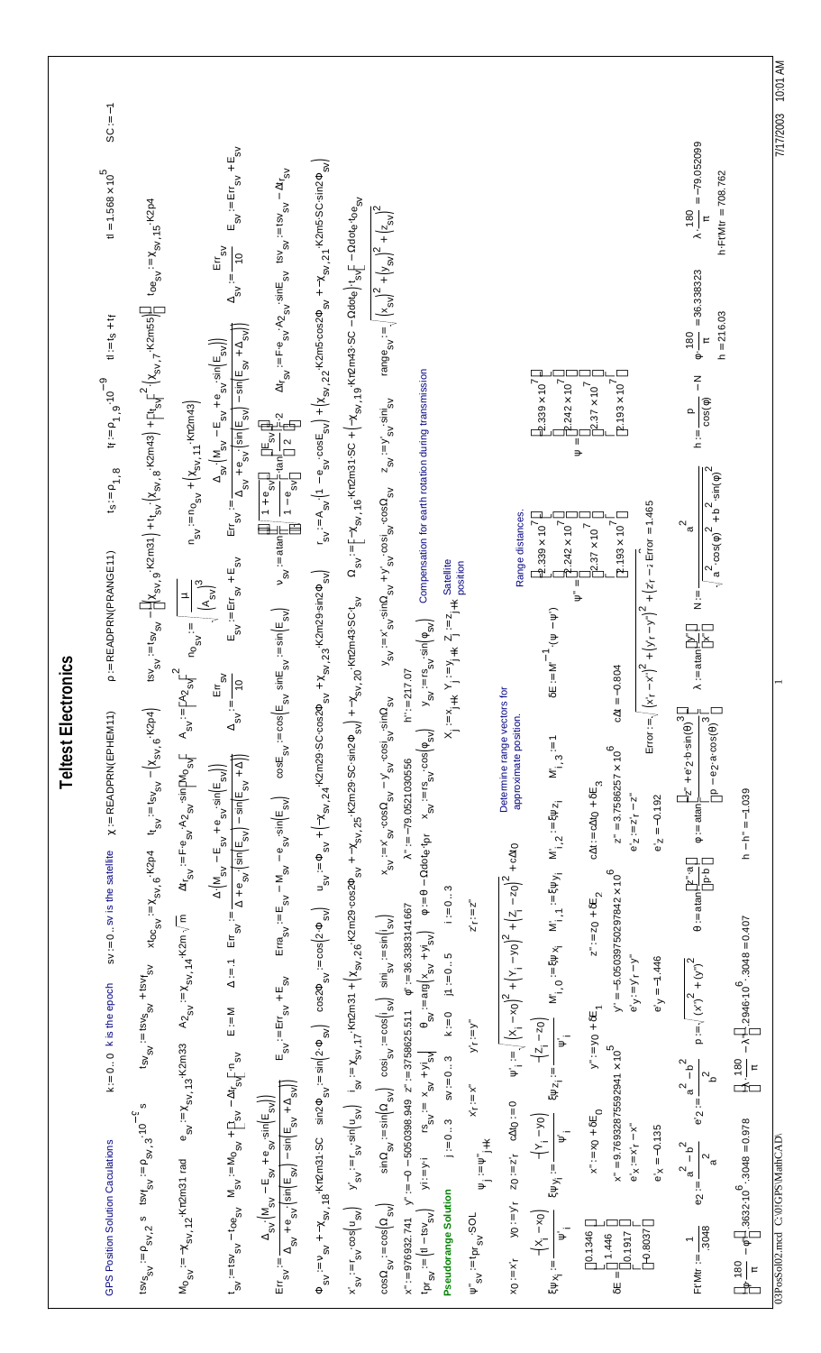# Teltest Electronics

GPS Position Solution Caculations  k := 0..0 k is the epoch  sv := 0..sv is the satellite  $\chi$ := READPRN(EPHEM11)  $\rho$ := READPRN(PRANGE11)  $t_s := \rho_{1,8}$  $t_f := \rho_{1,9} \cdot 10^{-9}$  $t_l := t_s + t_f$  $t_l = 1.568 \times 10^5$  SC := −1

$tsv_{sv} := \rho_{sv,2}$ s  $tsvf_{sv} := \rho_{sv,3} \cdot 10^{-c}$ s  $tsv_{sv} := tsv_{sv} + tsvf_{sv}$  $xo_{c_{sv}} := \chi_{sv,6} \cdot K2p4$  $t_{c_{sv}} := tsv_{sv} - (\chi_{sv,6} \cdot K2p4)$  $tsv_{sv} := tsv_{sv} - [\chi_{sv,9} \cdot K2m31] + t_{c_{sv}} \cdot (\chi_{sv,8} \cdot K2m43) + [t_{c_{sv}}]^2 \cdot (\chi_{sv,7} \cdot K2m55)$  $t_{oe_{sv}} := \chi_{sv,15} \cdot K2p4$

$Mo_{sv} := \chi_{sv,12} \cdot K\pi 2m31$ rad  $e_{sv} := \chi_{sv,13} \cdot K2m33$  $A2_{sv} := \chi_{sv,14} \cdot K2m5 \sqrt{m}$  $\Delta t_{r_{sv}} := F \cdot e_{sv} \cdot A2_{sv} \cdot \sin[Mo_{sv}]$  $A_{sv} := [A2_{sv}]^2$  $no_{sv} := \sqrt{\frac{\mu}{(A_{sv})^3}}$  $n_{sv} := no_{sv} + (\chi_{sv,11} \cdot K\pi 2m43)$

$t_{k_{sv}} := tsv_{sv} - t_{oe_{sv}}$  $M_{sv} := Mo_{sv} + [t_{k_{sv}} - \Delta t_{s_{sv}}] \cdot n_{sv}$  $E := M$  $\Delta := .1$  $Err_{sv} := \frac{\Delta \cdot (M_{sv} - E_{sv} + e_{sv} \cdot \sin(E_{sv}))}{\Delta + e_{sv} \cdot [\sin(E_{sv}) - \sin(E_{sv} + \Delta)]}$  $\Delta_{sv} := \frac{Err_{sv}}{10}$  $E_{sv} := Err_{sv} + E_{sv}$  $Err_{sv} := \frac{\Delta_{sv} (M_{sv} - E_{sv} + e_{sv} \cdot \sin(E_{sv}))}{\Delta_{sv} + e_{sv} \cdot [\sin(E_{sv}) - \sin(E_{sv} + \Delta_{sv})]}$  $\Delta_{sv} := \frac{Err_{sv}}{10}$  $E_{sv} := Err_{sv} + E_{sv}$

$Err_{sv} := \frac{\Delta_{sv} (M_{sv} - E_{sv} + e_{sv} \cdot \sin(E_{sv}))}{\Delta_{sv} + e_{sv} \cdot [\sin(E_{sv}) - \sin(E_{sv} + \Delta_{sv})]}$  $E_{sv} := Err_{sv} + E_{sv}$  $Erra_{sv} := E_{sv} - M_{sv} - e_{sv} \sin(E_{sv})$  $\cos E_{sv} := \cos(E_{sv})$  $\sin E_{sv} := \sin(E_{sv})$  $\nu_{sv} := \operatorname{atan}\left[\sqrt{\frac{1 + e_{sv}}{1 - e_{sv}}} \cdot \tan\left(\frac{E_{sv}}{2}\right)\right] \cdot 2$  $\Delta t_{r_{sv}} := F \cdot e_{sv} \cdot A2_{sv} \cdot \sin E_{sv}$  $tsv_{sv} := tsv_{sv} - \Delta t_{r_{sv}}$

$\Phi_{sv} := \nu_{sv} + \chi_{sv,18} \cdot K\pi 2m31 \cdot SC$  $\sin 2\Phi_{sv} := \sin(2 \cdot \Phi_{sv})$  $\cos 2\Phi_{sv} := \cos(2 \cdot \Phi_{sv})$  $u_{sv} := \Phi_{sv} + (-\chi_{sv,24} \cdot K2m29 \cdot SC \cdot \cos 2\Phi_{sv} + \chi_{sv,23} \cdot K2m29 \cdot \sin 2\Phi_{sv})$  $r_{sv} := A_{sv} \cdot (1 - e_{sv} \cdot \cos E_{sv}) + (\chi_{sv,22} \cdot K2m5 \cdot \cos 2\Phi_{sv} + \chi_{sv,21} \cdot K2m5 \cdot SC \cdot \sin 2\Phi_{sv})$

$x'_{sv} := r_{sv} \cdot \cos(u_{sv})$  $y'_{sv} := r_{sv} \cdot \sin(u_{sv})$  $i_{sv} := \chi_{sv,17} \cdot K\pi 2m31 + (\chi_{sv,26} \cdot K2m29 \cdot \cos 2\Phi_{sv} + -\chi_{sv,25} \cdot K2m29 \cdot SC \cdot \sin 2\Phi_{sv}) + -\chi_{sv,20} \cdot K\pi 2m43 \cdot SC \cdot t_{sv}$  $\Omega_{sv} := [-\chi_{sv,16} \cdot K\pi 2m31 \cdot SC + (-\chi_{sv,19} \cdot K\pi 2m43 \cdot SC - \Omega dot_e) \cdot t_{k_{sv}}] - \Omega dot_e \cdot t_{oe_{sv}}$

$\cos\Omega_{sv} := \cos(\Omega_{sv})$  $\sin\Omega_{sv} := \sin(\Omega_{sv})$  $\cos i_{sv} := \cos(i_{sv})$  $\sin i_{sv} := \sin(i_{sv})$  $x_{sv} := x'_{sv} \cdot \cos\Omega_{sv} - y'_{sv} \cdot \cos i_{sv} \cdot \sin\Omega_{sv}$  $y_{sv} := x'_{sv} \cdot \sin\Omega_{sv} + y'_{sv} \cdot \cos i_{sv} \cdot \cos\Omega_{sv}$  $z_{sv} := y'_{sv} \cdot \sin i_{sv}$  $range_{sv} := \sqrt{(x_{sv})^2 + (y_{sv})^2 + (z_{sv})^2}$

$x' := 976932.741$  $y' := -5050398.949$  $z' := 3758625.511$  $\varphi' := 36.3383141667$  $\lambda' := -79.0521030556$  $h' := 217.07$  Compensation for earth rotation during transmission

$t_{pr_{sv}} := (t_l - tsv_{sv})$  $y_i := y_i$  $r_{s_{sv}} := |x_{sv} + y_{i_{sv}}|$  $\theta_{sv} := \arg(x_{sv} + y_{i_{sv}})$  $\varphi_i := \theta - \Omega dot_e \cdot t_{pr}$  $x_{sv} := r_{s_{sv}} \cdot \cos(\varphi_{sv})$  $y_{sv} := r_{s_{sv}} \cdot \sin(\varphi_{sv})$

**Pseudorange Solution**  $j := 0..3$  $sv := 0..3$  $k := 0$  $j1 := 0..5$  $i := 0..3$  $X_j := x_{j+k}$  $Y_j := y_{j+k}$  $Z_j := z_{j+k}$  Satellite position

$\psi''_{sv} := t_{pr_{sv}} \cdot SOL$  $\psi_j := \psi''_{j+k}$  $x_r := x''$  $y_r := y''$  $z_r := z''$

$x_0 := x_r$  $y_0 := y_r$  $z_0 := z_r$  $c\Delta t_0 := 0$  $\psi'_i := \sqrt{(X_i - x_0)^2 + (Y_i - y_0)^2 + (Z_i - z_0)^2} + c\Delta t_0$  Determine range vectors for approximate position.  Range distances.

$\xi\psi x_i := \frac{-(X_i - x_0)}{\psi'_i}$  $\xi\psi y_i := \frac{-(Y_i - y_0)}{\psi'_i}$  $\xi\psi z_i := \frac{-(Z_i - z_0)}{\psi'_i}$  $M'_{i,0} := \xi\psi x_i$  $M'_{i,1} := \xi\psi y_i$  $M'_{i,2} := \xi\psi z_i$  $M'_{i,3} := 1$  $\delta E := M'^{-1} \cdot (\psi - \psi')$

$$\psi' = \begin{pmatrix} 2.339 \times 10^7 \\ 2.242 \times 10^7 \\ 2.37 \times 10^7 \\ 2.193 \times 10^7 \end{pmatrix} \quad \psi = \begin{pmatrix} 2.339 \times 10^7 \\ 2.242 \times 10^7 \\ 2.37 \times 10^7 \\ 2.193 \times 10^7 \end{pmatrix}$$

$$\delta E = \begin{pmatrix} 0.1346 \\ 1.446 \\ 0.1917 \\ -0.8037 \end{pmatrix}$$

$x'' := x_0 + \delta E_0$  $y'' := y_0 + \delta E_1$  $z'' := z_0 + \delta E_2$  $c\Delta t := c\Delta t_0 + \delta E_3$

$x'' = 9.769328759294\,1 \times 10^5$  $y'' = -5.0503975029784\,2 \times 10^6$  $z'' = 3.7586257 \times 10^6$  $c\Delta t = -0.804$

$e'_x := x_r - x''$  $e'_y := y_r - y''$  $e'_z := z_r - z''$  $Error := \sqrt{(x_r - x'')^2 + (y_r - y'')^2 + (z_r - z'')^2}$

$e'_x = -0.135$  $e'_y = -1.446$  $e'_z = -0.192$  $Error = 1.465$

$FtMtr := \frac{1}{.3048}$  $e_2 := \frac{a^2 - b^2}{a^2}$  $e'_2 := \frac{a^2 - b^2}{b^2}$  $p := \sqrt{(x'')^2 + (y'')^2}$  $\theta := \operatorname{atan}\left(\frac{z'' \cdot a}{p \cdot b}\right)$  $\varphi := \operatorname{atan}\left(\frac{z'' + e'_2 \cdot b \cdot \sin(\theta)^3}{p - e_2 \cdot a \cdot \cos(\theta)^3}\right)$  $\lambda := \operatorname{atan}\left(\frac{y''}{x''}\right)$  $N := \frac{a^2}{\sqrt{a^2 \cdot \cos(\varphi)^2 + b^2 \cdot \sin(\varphi)^2}}$  $h := \frac{p}{\cos(\varphi)} - N$  $\varphi \cdot \frac{180}{\pi} = 36.338323$  $\lambda \cdot \frac{180}{\pi} = -79.052099$

$\left(\frac{180}{\pi} - \varphi\right) \cdot 3632 \cdot 10^6 \cdot .3048 = 0.978$  $\left(\frac{180}{\pi} \cdot \lambda - \lambda\right) \cdot 2946 \cdot 10^6 \cdot .3048 = 0.407$  $h - h' = -1.039$  $h = 216.03$  $h \cdot FtMtr = 708.762$